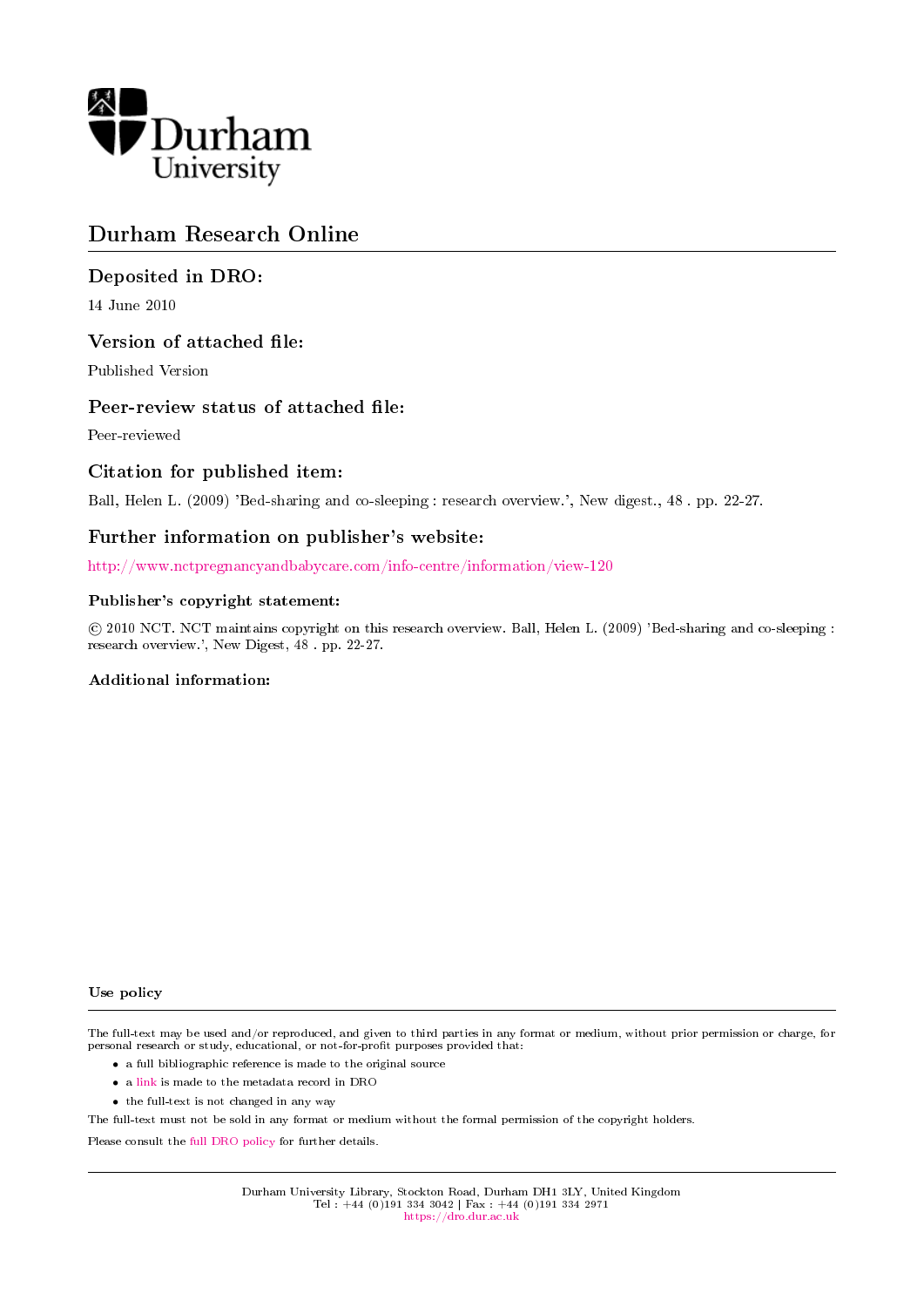Durham University

# Durham Research Online

## Deposited in DRO:

14 June 2010

## Version of attached file:

Published Version

## Peer-review status of attached file:

Peer-reviewed

## Citation for published item:

Ball, Helen L. (2009) 'Bed-sharing and co-sleeping : research overview.', New digest., 48 . pp. 22-27.

## Further information on publisher's website:

http://www.nctpregnancyandbabycare.com/info-centre/information/view-120

### Publisher's copyright statement:

© 2010 NCT. NCT maintains copyright on this research overview. Ball, Helen L. (2009) 'Bed-sharing and co-sleeping : research overview.', New Digest, 48 . pp. 22-27.

### Additional information:

### Use policy

The full-text may be used and/or reproduced, and given to third parties in any format or medium, without prior permission or charge, for personal research or study, educational, or not-for-profit purposes provided that:

- a full bibliographic reference is made to the original source
- a link is made to the metadata record in DRO
- the full-text is not changed in any way

The full-text must not be sold in any format or medium without the formal permission of the copyright holders.

Please consult the full DRO policy for further details.

Durham University Library, Stockton Road, Durham DH1 3LY, United Kingdom
Tel : +44 (0)191 334 3042 | Fax : +44 (0)191 334 2971
https://dro.dur.ac.uk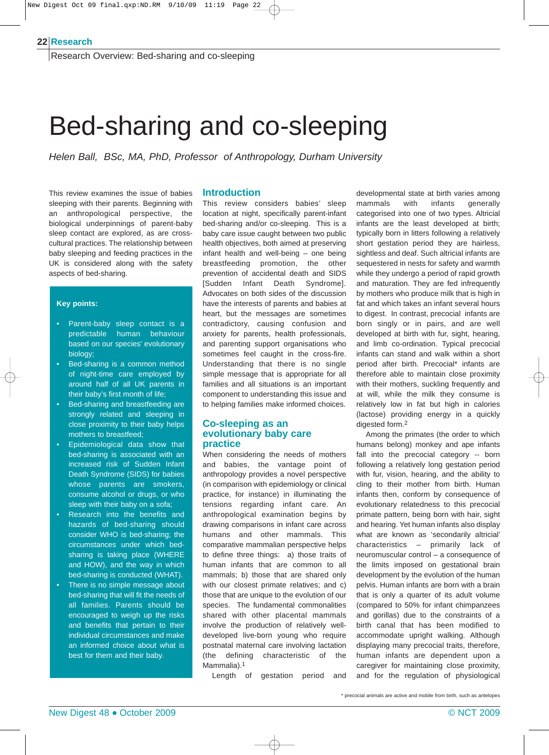# Bed-sharing and co-sleeping

*Helen Ball, BSc, MA, PhD, Professor of Anthropology, Durham University*

This review examines the issue of babies sleeping with their parents. Beginning with an anthropological perspective, the biological underpinnings of parent-baby sleep contact are explored, as are cross-cultural practices. The relationship between baby sleeping and feeding practices in the UK is considered along with the safety aspects of bed-sharing.

**Key points:**

- Parent-baby sleep contact is a predictable human behaviour based on our species' evolutionary biology;
- Bed-sharing is a common method of night-time care employed by around half of all UK parents in their baby's first month of life;
- Bed-sharing and breastfeeding are strongly related and sleeping in close proximity to their baby helps mothers to breastfeed;
- Epidemiological data show that bed-sharing is associated with an increased risk of Sudden Infant Death Syndrome (SIDS) for babies whose parents are smokers, consume alcohol or drugs, or who sleep with their baby on a sofa;
- Research into the benefits and hazards of bed-sharing should consider WHO is bed-sharing; the circumstances under which bed-sharing is taking place (WHERE and HOW), and the way in which bed-sharing is conducted (WHAT).
- There is no simple message about bed-sharing that will fit the needs of all families. Parents should be encouraged to weigh up the risks and benefits that pertain to their individual circumstances and make an informed choice about what is best for them and their baby.

## Introduction

This review considers babies' sleep location at night, specifically parent-infant bed-sharing and/or co-sleeping. This is a baby care issue caught between two public health objectives, both aimed at preserving infant health and well-being – one being breastfeeding promotion, the other prevention of accidental death and SIDS [Sudden Infant Death Syndrome]. Advocates on both sides of the discussion have the interests of parents and babies at heart, but the messages are sometimes contradictory, causing confusion and anxiety for parents, health professionals, and parenting support organisations who sometimes feel caught in the cross-fire. Understanding that there is no single simple message that is appropriate for all families and all situations is an important component to understanding this issue and to helping families make informed choices.

## Co-sleeping as an evolutionary baby care practice

When considering the needs of mothers and babies, the vantage point of anthropology provides a novel perspective (in comparison with epidemiology or clinical practice, for instance) in illuminating the tensions regarding infant care. An anthropological examination begins by drawing comparisons in infant care across humans and other mammals. This comparative mammalian perspective helps to define three things: a) those traits of human infants that are common to all mammals; b) those that are shared only with our closest primate relatives; and c) those that are unique to the evolution of our species. The fundamental commonalities shared with other placental mammals involve the production of relatively well-developed live-born young who require postnatal maternal care involving lactation (the defining characteristic of the Mammalia).[1]

Length of gestation period and developmental state at birth varies among mammals with infants generally categorised into one of two types. Altricial infants are the least developed at birth; typically born in litters following a relatively short gestation period they are hairless, sightless and deaf. Such altricial infants are sequestered in nests for safety and warmth while they undergo a period of rapid growth and maturation. They are fed infrequently by mothers who produce milk that is high in fat and which takes an infant several hours to digest. In contrast, precocial infants are born singly or in pairs, and are well developed at birth with fur, sight, hearing, and limb co-ordination. Typical precocial infants can stand and walk within a short period after birth. Precocial* infants are therefore able to maintain close proximity with their mothers, suckling frequently and at will, while the milk they consume is relatively low in fat but high in calories (lactose) providing energy in a quickly digested form.[2]

Among the primates (the order to which humans belong) monkey and ape infants fall into the precocial category -- born following a relatively long gestation period with fur, vision, hearing, and the ability to cling to their mother from birth. Human infants then, conform by consequence of evolutionary relatedness to this precocial primate pattern, being born with hair, sight and hearing. Yet human infants also display what are known as 'secondarily altricial' characteristics – primarily lack of neuromuscular control – a consequence of the limits imposed on gestational brain development by the evolution of the human pelvis. Human infants are born with a brain that is only a quarter of its adult volume (compared to 50% for infant chimpanzees and gorillas) due to the constraints of a birth canal that has been modified to accommodate upright walking. Although displaying many precocial traits, therefore, human infants are dependent upon a caregiver for maintaining close proximity, and for the regulation of physiological

\* precocial animals are active and mobile from birth, such as antelopes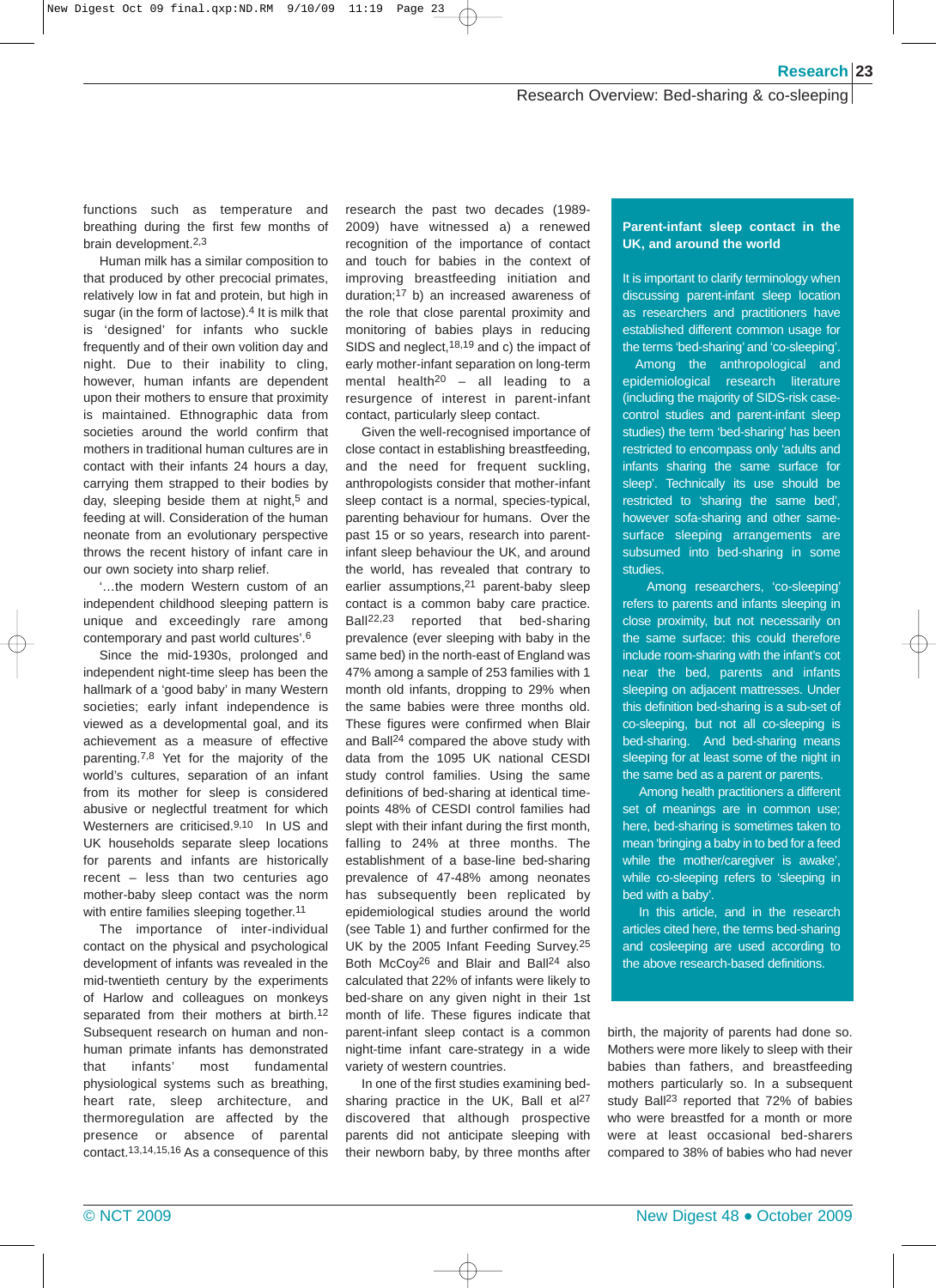functions such as temperature and breathing during the first few months of brain development.[2,3]

Human milk has a similar composition to that produced by other precocial primates, relatively low in fat and protein, but high in sugar (in the form of lactose).[4] It is milk that is 'designed' for infants who suckle frequently and of their own volition day and night. Due to their inability to cling, however, human infants are dependent upon their mothers to ensure that proximity is maintained. Ethnographic data from societies around the world confirm that mothers in traditional human cultures are in contact with their infants 24 hours a day, carrying them strapped to their bodies by day, sleeping beside them at night,[5] and feeding at will. Consideration of the human neonate from an evolutionary perspective throws the recent history of infant care in our own society into sharp relief.

'...the modern Western custom of an independent childhood sleeping pattern is unique and exceedingly rare among contemporary and past world cultures'.[6]

Since the mid-1930s, prolonged and independent night-time sleep has been the hallmark of a 'good baby' in many Western societies; early infant independence is viewed as a developmental goal, and its achievement as a measure of effective parenting.[7,8] Yet for the majority of the world's cultures, separation of an infant from its mother for sleep is considered abusive or neglectful treatment for which Westerners are criticised.[9,10] In US and UK households separate sleep locations for parents and infants are historically recent – less than two centuries ago mother-baby sleep contact was the norm with entire families sleeping together.[11]

The importance of inter-individual contact on the physical and psychological development of infants was revealed in the mid-twentieth century by the experiments of Harlow and colleagues on monkeys separated from their mothers at birth.[12] Subsequent research on human and non-human primate infants has demonstrated that infants' most fundamental physiological systems such as breathing, heart rate, sleep architecture, and thermoregulation are affected by the presence or absence of parental contact.[13,14,15,16] As a consequence of this research the past two decades (1989-2009) have witnessed a) a renewed recognition of the importance of contact and touch for babies in the context of improving breastfeeding initiation and duration;[17] b) an increased awareness of the role that close parental proximity and monitoring of babies plays in reducing SIDS and neglect,[18,19] and c) the impact of early mother-infant separation on long-term mental health[20] – all leading to a resurgence of interest in parent-infant contact, particularly sleep contact.

Given the well-recognised importance of close contact in establishing breastfeeding, and the need for frequent suckling, anthropologists consider that mother-infant sleep contact is a normal, species-typical, parenting behaviour for humans. Over the past 15 or so years, research into parent-infant sleep behaviour the UK, and around the world, has revealed that contrary to earlier assumptions,[21] parent-baby sleep contact is a common baby care practice. Ball[22,23] reported that bed-sharing prevalence (ever sleeping with baby in the same bed) in the north-east of England was 47% among a sample of 253 families with 1 month old infants, dropping to 29% when the same babies were three months old. These figures were confirmed when Blair and Ball[24] compared the above study with data from the 1095 UK national CESDI study control families. Using the same definitions of bed-sharing at identical time-points 48% of CESDI control families had slept with their infant during the first month, falling to 24% at three months. The establishment of a base-line bed-sharing prevalence of 47-48% among neonates has subsequently been replicated by epidemiological studies around the world (see Table 1) and further confirmed for the UK by the 2005 Infant Feeding Survey.[25] Both McCoy[26] and Blair and Ball[24] also calculated that 22% of infants were likely to bed-share on any given night in their 1st month of life. These figures indicate that parent-infant sleep contact is a common night-time infant care-strategy in a wide variety of western countries.

In one of the first studies examining bed-sharing practice in the UK, Ball et al[27] discovered that although prospective parents did not anticipate sleeping with their newborn baby, by three months after birth, the majority of parents had done so. Mothers were more likely to sleep with their babies than fathers, and breastfeeding mothers particularly so. In a subsequent study Ball[23] reported that 72% of babies who were breastfed for a month or more were at least occasional bed-sharers compared to 38% of babies who had never

**Parent-infant sleep contact in the UK, and around the world**

It is important to clarify terminology when discussing parent-infant sleep location as researchers and practitioners have established different common usage for the terms 'bed-sharing' and 'co-sleeping'. Among the anthropological and epidemiological research literature (including the majority of SIDS-risk case-control studies and parent-infant sleep studies) the term 'bed-sharing' has been restricted to encompass only 'adults and infants sharing the same surface for sleep'. Technically its use should be restricted to 'sharing the same bed', however sofa-sharing and other same-surface sleeping arrangements are subsumed into bed-sharing in some studies.

Among researchers, 'co-sleeping' refers to parents and infants sleeping in close proximity, but not necessarily on the same surface: this could therefore include room-sharing with the infant's cot near the bed, parents and infants sleeping on adjacent mattresses. Under this definition bed-sharing is a sub-set of co-sleeping, but not all co-sleeping is bed-sharing. And bed-sharing means sleeping for at least some of the night in the same bed as a parent or parents.

Among health practitioners a different set of meanings are in common use; here, bed-sharing is sometimes taken to mean 'bringing a baby in to bed for a feed while the mother/caregiver is awake', while co-sleeping refers to 'sleeping in bed with a baby'.

In this article, and in the research articles cited here, the terms bed-sharing and cosleeping are used according to the above research-based definitions.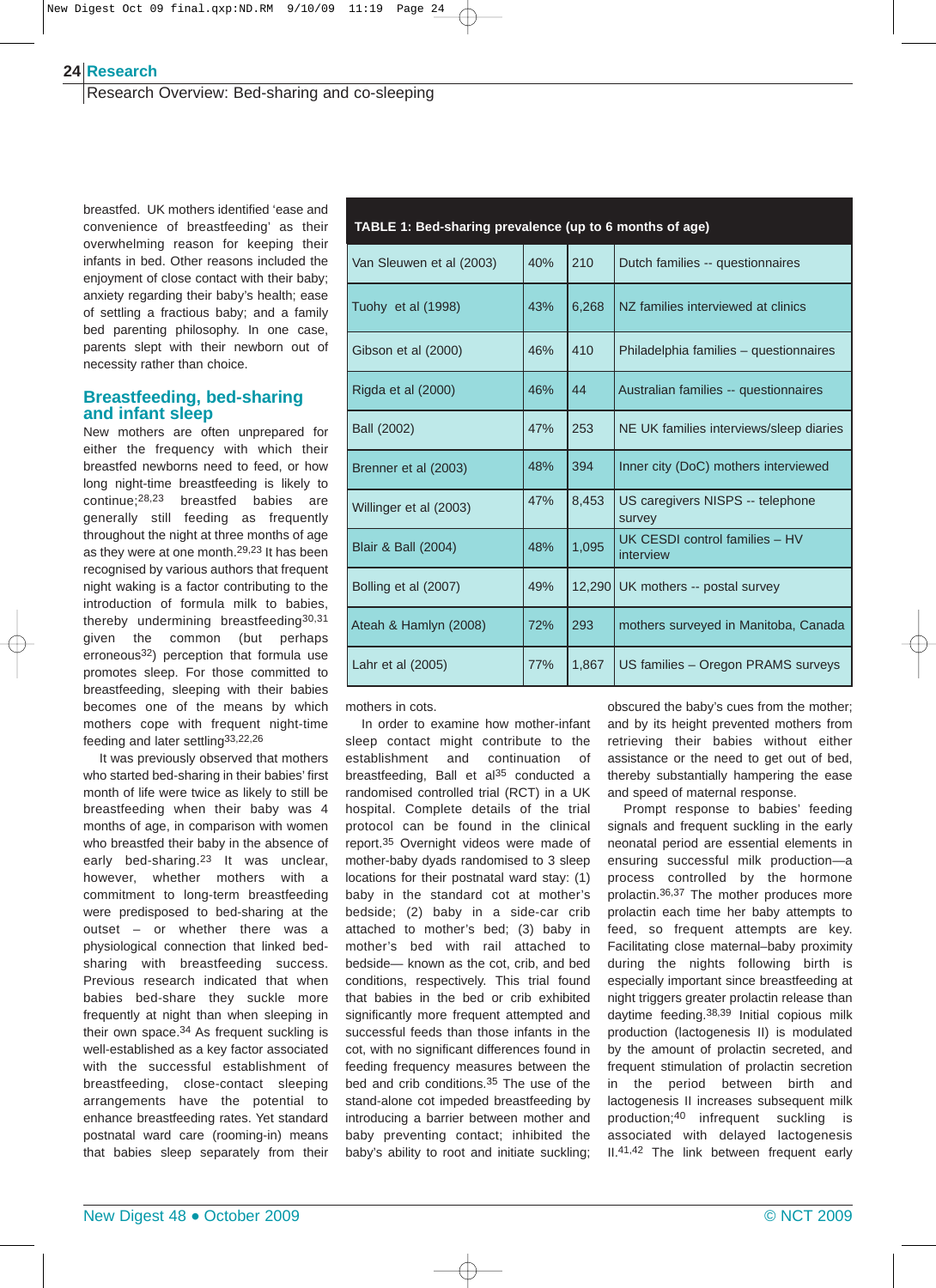breastfed. UK mothers identified 'ease and convenience of breastfeeding' as their overwhelming reason for keeping their infants in bed. Other reasons included the enjoyment of close contact with their baby; anxiety regarding their baby's health; ease of settling a fractious baby; and a family bed parenting philosophy. In one case, parents slept with their newborn out of necessity rather than choice.

## Breastfeeding, bed-sharing and infant sleep

New mothers are often unprepared for either the frequency with which their breastfed newborns need to feed, or how long night-time breastfeeding is likely to continue;[28,23] breastfed babies are generally still feeding as frequently throughout the night at three months of age as they were at one month.[29,23] It has been recognised by various authors that frequent night waking is a factor contributing to the introduction of formula milk to babies, thereby undermining breastfeeding[30,31] given the common (but perhaps erroneous[32]) perception that formula use promotes sleep. For those committed to breastfeeding, sleeping with their babies becomes one of the means by which mothers cope with frequent night-time feeding and later settling[33,22,26]

It was previously observed that mothers who started bed-sharing in their babies' first month of life were twice as likely to still be breastfeeding when their baby was 4 months of age, in comparison with women who breastfed their baby in the absence of early bed-sharing.[23] It was unclear, however, whether mothers with a commitment to long-term breastfeeding were predisposed to bed-sharing at the outset – or whether there was a physiological connection that linked bed-sharing with breastfeeding success. Previous research indicated that when babies bed-share they suckle more frequently at night than when sleeping in their own space.[34] As frequent suckling is well-established as a key factor associated with the successful establishment of breastfeeding, close-contact sleeping arrangements have the potential to enhance breastfeeding rates. Yet standard postnatal ward care (rooming-in) means that babies sleep separately from their mothers in cots.

**TABLE 1: Bed-sharing prevalence (up to 6 months of age)**

| | | | |
|---|---|---|---|
| Van Sleuwen et al (2003) | 40% | 210 | Dutch families -- questionnaires |
| Tuohy et al (1998) | 43% | 6,268 | NZ families interviewed at clinics |
| Gibson et al (2000) | 46% | 410 | Philadelphia families – questionnaires |
| Rigda et al (2000) | 46% | 44 | Australian families -- questionnaires |
| Ball (2002) | 47% | 253 | NE UK families interviews/sleep diaries |
| Brenner et al (2003) | 48% | 394 | Inner city (DoC) mothers interviewed |
| Willinger et al (2003) | 47% | 8,453 | US caregivers NISPS -- telephone survey |
| Blair & Ball (2004) | 48% | 1,095 | UK CESDI control families – HV interview |
| Bolling et al (2007) | 49% | 12,290 | UK mothers -- postal survey |
| Ateah & Hamlyn (2008) | 72% | 293 | mothers surveyed in Manitoba, Canada |
| Lahr et al (2005) | 77% | 1,867 | US families – Oregon PRAMS surveys |

In order to examine how mother-infant sleep contact might contribute to the establishment and continuation of breastfeeding, Ball et al[35] conducted a randomised controlled trial (RCT) in a UK hospital. Complete details of the trial protocol can be found in the clinical report.[35] Overnight videos were made of mother-baby dyads randomised to 3 sleep locations for their postnatal ward stay: (1) baby in the standard cot at mother's bedside; (2) baby in a side-car crib attached to mother's bed; (3) baby in mother's bed with rail attached to bedside— known as the cot, crib, and bed conditions, respectively. This trial found that babies in the bed or crib exhibited significantly more frequent attempted and successful feeds than those infants in the cot, with no significant differences found in feeding frequency measures between the bed and crib conditions.[35] The use of the stand-alone cot impeded breastfeeding by introducing a barrier between mother and baby preventing contact; inhibited the baby's ability to root and initiate suckling; obscured the baby's cues from the mother; and by its height prevented mothers from retrieving their babies without either assistance or the need to get out of bed, thereby substantially hampering the ease and speed of maternal response.

Prompt response to babies' feeding signals and frequent suckling in the early neonatal period are essential elements in ensuring successful milk production—a process controlled by the hormone prolactin.[36,37] The mother produces more prolactin each time her baby attempts to feed, so frequent attempts are key. Facilitating close maternal–baby proximity during the nights following birth is especially important since breastfeeding at night triggers greater prolactin release than daytime feeding.[38,39] Initial copious milk production (lactogenesis II) is modulated by the amount of prolactin secreted, and frequent stimulation of prolactin secretion in the period between birth and lactogenesis II increases subsequent milk production;[40] infrequent suckling is associated with delayed lactogenesis II.[41,42] The link between frequent early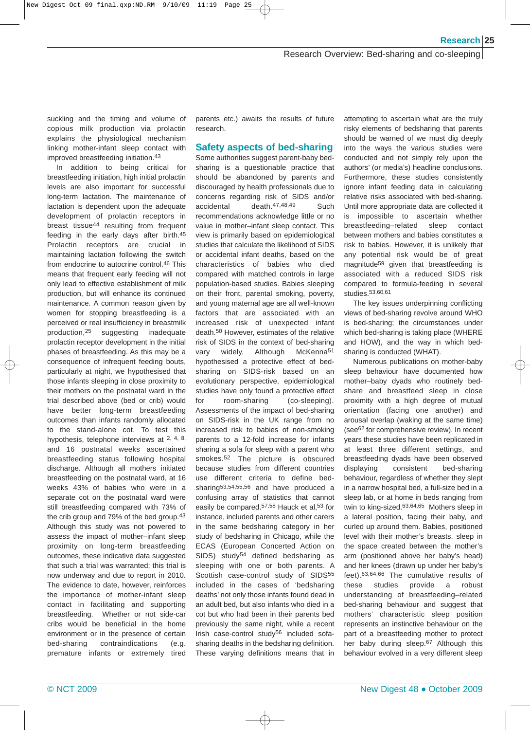suckling and the timing and volume of copious milk production via prolactin explains the physiological mechanism linking mother-infant sleep contact with improved breastfeeding initiation.[43]

In addition to being critical for breastfeeding initiation, high initial prolactin levels are also important for successful long-term lactation. The maintenance of lactation is dependent upon the adequate development of prolactin receptors in breast tissue[44] resulting from frequent feeding in the early days after birth.[45] Prolactin receptors are crucial in maintaining lactation following the switch from endocrine to autocrine control.[46] This means that frequent early feeding will not only lead to effective establishment of milk production, but will enhance its continued maintenance. A common reason given by women for stopping breastfeeding is a perceived or real insufficiency in breastmilk production,[25] suggesting inadequate prolactin receptor development in the initial phases of breastfeeding. As this may be a consequence of infrequent feeding bouts, particularly at night, we hypothesised that those infants sleeping in close proximity to their mothers on the postnatal ward in the trial described above (bed or crib) would have better long-term breastfeeding outcomes than infants randomly allocated to the stand-alone cot. To test this hypothesis, telephone interviews at [2, 4, 8,] and 16 postnatal weeks ascertained breastfeeding status following hospital discharge. Although all mothers initiated breastfeeding on the postnatal ward, at 16 weeks 43% of babies who were in a separate cot on the postnatal ward were still breastfeeding compared with 73% of the crib group and 79% of the bed group.[43] Although this study was not powered to assess the impact of mother–infant sleep proximity on long-term breastfeeding outcomes, these indicative data suggested that such a trial was warranted; this trial is now underway and due to report in 2010. The evidence to date, however, reinforces the importance of mother-infant sleep contact in facilitating and supporting breastfeeding. Whether or not side-car cribs would be beneficial in the home environment or in the presence of certain bed-sharing contraindications (e.g. premature infants or extremely tired parents etc.) awaits the results of future research.

## Safety aspects of bed-sharing

Some authorities suggest parent-baby bed-sharing is a questionable practice that should be abandoned by parents and discouraged by health professionals due to concerns regarding risk of SIDS and/or accidental death.[47,48,49] Such recommendations acknowledge little or no value in mother–infant sleep contact. This view is primarily based on epidemiological studies that calculate the likelihood of SIDS or accidental infant deaths, based on the characteristics of babies who died compared with matched controls in large population-based studies. Babies sleeping on their front, parental smoking, poverty, and young maternal age are all well-known factors that are associated with an increased risk of unexpected infant death.[50] However, estimates of the relative risk of SIDS in the context of bed-sharing vary widely. Although McKenna[51] hypothesised a protective effect of bed-sharing on SIDS-risk based on an evolutionary perspective, epidemiological studies have only found a protective effect for room-sharing (co-sleeping). Assessments of the impact of bed-sharing on SIDS-risk in the UK range from no increased risk to babies of non-smoking parents to a 12-fold increase for infants sharing a sofa for sleep with a parent who smokes.[52] The picture is obscured because studies from different countries use different criteria to define bed-sharing[53,54,55,56] and have produced a confusing array of statistics that cannot easily be compared.[57,58] Hauck et al,[53] for instance, included parents and other carers in the same bedsharing category in her study of bedsharing in Chicago, while the ECAS (European Concerted Action on SIDS) study[54] defined bedsharing as sleeping with one or both parents. A Scottish case-control study of SIDS[55] included in the cases of 'bedsharing deaths' not only those infants found dead in an adult bed, but also infants who died in a cot but who had been in their parents bed previously the same night, while a recent Irish case-control study[56] included sofa-sharing deaths in the bedsharing definition. These varying definitions means that in attempting to ascertain what are the truly risky elements of bedsharing that parents should be warned of we must dig deeply into the ways the various studies were conducted and not simply rely upon the authors' (or media's) headline conclusions. Furthermore, these studies consistently ignore infant feeding data in calculating relative risks associated with bed-sharing. Until more appropriate data are collected it is impossible to ascertain whether breastfeeding–related sleep contact between mothers and babies constitutes a risk to babies. However, it is unlikely that any potential risk would be of great magnitude[59] given that breastfeeding is associated with a reduced SIDS risk compared to formula-feeding in several studies.[53,60,61]

The key issues underpinning conflicting views of bed-sharing revolve around WHO is bed-sharing; the circumstances under which bed-sharing is taking place (WHERE and HOW), and the way in which bed-sharing is conducted (WHAT).

Numerous publications on mother-baby sleep behaviour have documented how mother–baby dyads who routinely bed-share and breastfeed sleep in close proximity with a high degree of mutual orientation (facing one another) and arousal overlap (waking at the same time) (see[62] for comprehensive review). In recent years these studies have been replicated in at least three different settings, and breastfeeding dyads have been observed displaying consistent bed-sharing behaviour, regardless of whether they slept in a narrow hospital bed, a full-size bed in a sleep lab, or at home in beds ranging from twin to king-sized.[63,64,65] Mothers sleep in a lateral position, facing their baby, and curled up around them. Babies, positioned level with their mother's breasts, sleep in the space created between the mother's arm (positioned above her baby's head) and her knees (drawn up under her baby's feet).[63,64,66] The cumulative results of these studies provide a robust understanding of breastfeeding–related bed-sharing behaviour and suggest that mothers' characteristic sleep position represents an instinctive behaviour on the part of a breastfeeding mother to protect her baby during sleep.[67] Although this behaviour evolved in a very different sleep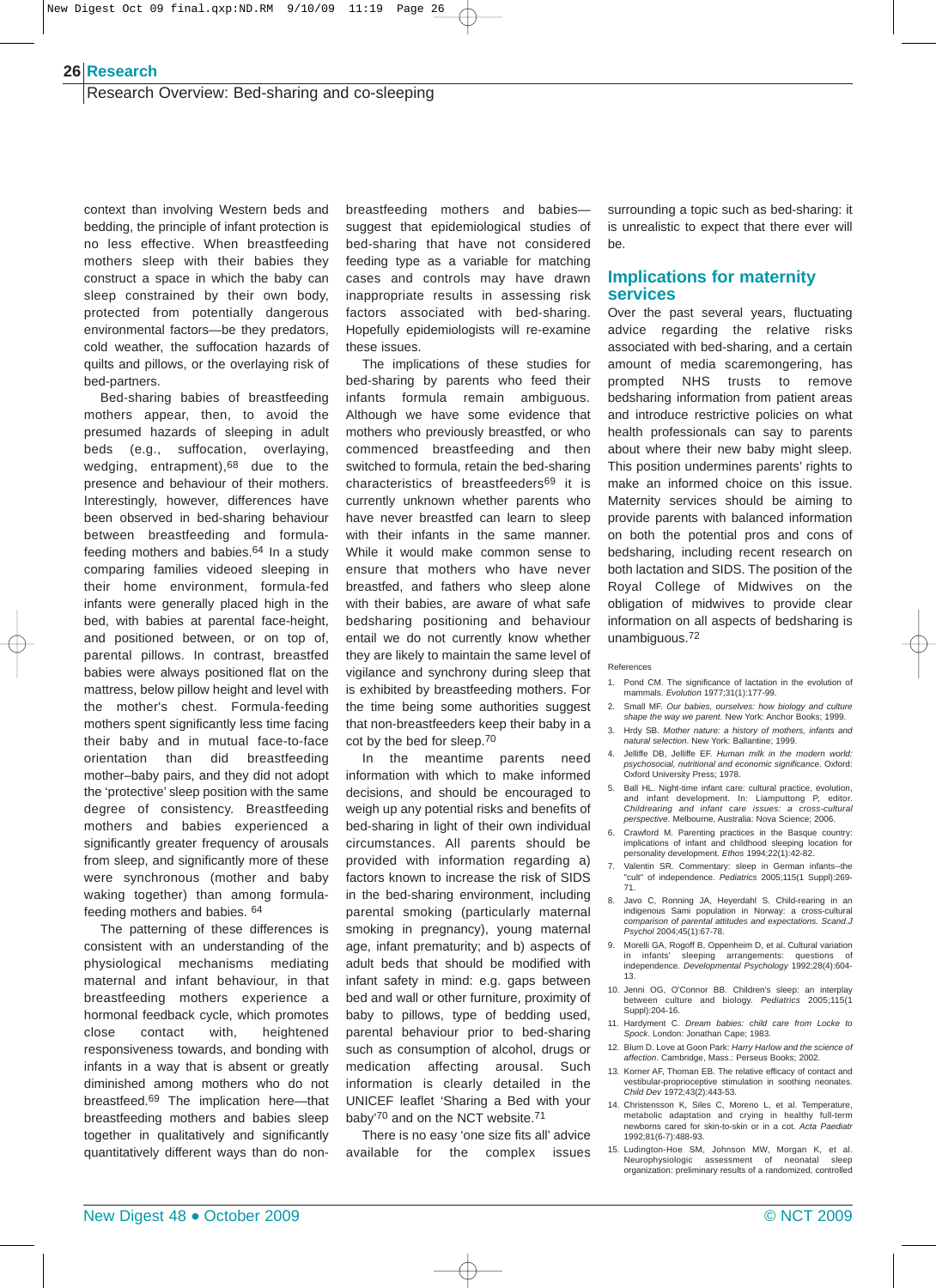context than involving Western beds and bedding, the principle of infant protection is no less effective. When breastfeeding mothers sleep with their babies they construct a space in which the baby can sleep constrained by their own body, protected from potentially dangerous environmental factors—be they predators, cold weather, the suffocation hazards of quilts and pillows, or the overlaying risk of bed-partners.

Bed-sharing babies of breastfeeding mothers appear, then, to avoid the presumed hazards of sleeping in adult beds (e.g., suffocation, overlaying, wedging, entrapment),[68] due to the presence and behaviour of their mothers. Interestingly, however, differences have been observed in bed-sharing behaviour between breastfeeding and formula-feeding mothers and babies.[64] In a study comparing families videoed sleeping in their home environment, formula-fed infants were generally placed high in the bed, with babies at parental face-height, and positioned between, or on top of, parental pillows. In contrast, breastfed babies were always positioned flat on the mattress, below pillow height and level with the mother's chest. Formula-feeding mothers spent significantly less time facing their baby and in mutual face-to-face orientation than did breastfeeding mother–baby pairs, and they did not adopt the 'protective' sleep position with the same degree of consistency. Breastfeeding mothers and babies experienced a significantly greater frequency of arousals from sleep, and significantly more of these were synchronous (mother and baby waking together) than among formula-feeding mothers and babies. [64]

The patterning of these differences is consistent with an understanding of the physiological mechanisms mediating maternal and infant behaviour, in that breastfeeding mothers experience a hormonal feedback cycle, which promotes close contact with, heightened responsiveness towards, and bonding with infants in a way that is absent or greatly diminished among mothers who do not breastfeed.[69] The implication here—that breastfeeding mothers and babies sleep together in qualitatively and significantly quantitatively different ways than do non-breastfeeding mothers and babies—suggest that epidemiological studies of bed-sharing that have not considered feeding type as a variable for matching cases and controls may have drawn inappropriate results in assessing risk factors associated with bed-sharing. Hopefully epidemiologists will re-examine these issues.

The implications of these studies for bed-sharing by parents who feed their infants formula remain ambiguous. Although we have some evidence that mothers who previously breastfed, or who commenced breastfeeding and then switched to formula, retain the bed-sharing characteristics of breastfeeders[69] it is currently unknown whether parents who have never breastfed can learn to sleep with their infants in the same manner. While it would make common sense to ensure that mothers who have never breastfed, and fathers who sleep alone with their babies, are aware of what safe bedsharing positioning and behaviour entail we do not currently know whether they are likely to maintain the same level of vigilance and synchrony during sleep that is exhibited by breastfeeding mothers. For the time being some authorities suggest that non-breastfeeders keep their baby in a cot by the bed for sleep.[70]

In the meantime parents need information with which to make informed decisions, and should be encouraged to weigh up any potential risks and benefits of bed-sharing in light of their own individual circumstances. All parents should be provided with information regarding a) factors known to increase the risk of SIDS in the bed-sharing environment, including parental smoking (particularly maternal smoking in pregnancy), young maternal age, infant prematurity; and b) aspects of adult beds that should be modified with infant safety in mind: e.g. gaps between bed and wall or other furniture, proximity of baby to pillows, type of bedding used, parental behaviour prior to bed-sharing such as consumption of alcohol, drugs or medication affecting arousal. Such information is clearly detailed in the UNICEF leaflet 'Sharing a Bed with your baby'[70] and on the NCT website.[71]

There is no easy 'one size fits all' advice available for the complex issues surrounding a topic such as bed-sharing: it is unrealistic to expect that there ever will be.

## Implications for maternity services

Over the past several years, fluctuating advice regarding the relative risks associated with bed-sharing, and a certain amount of media scaremongering, has prompted NHS trusts to remove bedsharing information from patient areas and introduce restrictive policies on what health professionals can say to parents about where their new baby might sleep. This position undermines parents' rights to make an informed choice on this issue. Maternity services should be aiming to provide parents with balanced information on both the potential pros and cons of bedsharing, including recent research on both lactation and SIDS. The position of the Royal College of Midwives on the obligation of midwives to provide clear information on all aspects of bedsharing is unambiguous.[72]

References

1. Pond CM. The significance of lactation in the evolution of mammals. *Evolution* 1977;31(1):177-99.
2. Small MF. *Our babies, ourselves: how biology and culture shape the way we parent.* New York: Anchor Books; 1999.
3. Hrdy SB. *Mother nature: a history of mothers, infants and natural selection.* New York: Ballantine; 1999.
4. Jelliffe DB, Jelliffe EF. *Human milk in the modern world: psychosocial, nutritional and economic significance.* Oxford: Oxford University Press; 1978.
5. Ball HL. Night-time infant care: cultural practice, evolution, and infant development. In: Liamputtong P, editor. *Childrearing and infant care issues: a cross-cultural perspective.* Melbourne, Australia: Nova Science; 2006.
6. Crawford M. Parenting practices in the Basque country: implications of infant and childhood sleeping location for personality development. *Ethos* 1994;22(1):42-82.
7. Valentin SR. Commentary: sleep in German infants--the "cult" of independence. *Pediatrics* 2005;115(1 Suppl):269-71.
8. Javo C, Ronning JA, Heyerdahl S. Child-rearing in an indigenous Sami population in Norway: a cross-cultural comparison of parental attitudes and expectations. *Scand.J Psychol* 2004;45(1):67-78.
9. Morelli GA, Rogoff B, Oppenheim D, et al. Cultural variation in infants' sleeping arrangements: questions of independence. *Developmental Psychology* 1992;28(4):604-13.
10. Jenni OG, O'Connor BB. Children's sleep: an interplay between culture and biology. *Pediatrics* 2005;115(1 Suppl):204-16.
11. Hardyment C. *Dream babies: child care from Locke to Spock.* London: Jonathan Cape; 1983.
12. Blum D. Love at Goon Park: *Harry Harlow and the science of affection.* Cambridge, Mass.: Perseus Books; 2002.
13. Korner AF, Thoman EB. The relative efficacy of contact and vestibular-proprioceptive stimulation in soothing neonates. *Child Dev* 1972;43(2):443-53.
14. Christensson K, Siles C, Moreno L, et al. Temperature, metabolic adaptation and crying in healthy full-term newborns cared for skin-to-skin or in a cot. *Acta Paediatr* 1992;81(6-7):488-93.
15. Ludington-Hoe SM, Johnson MW, Morgan K, et al. Neurophysiologic assessment of neonatal sleep organization: preliminary results of a randomized, controlled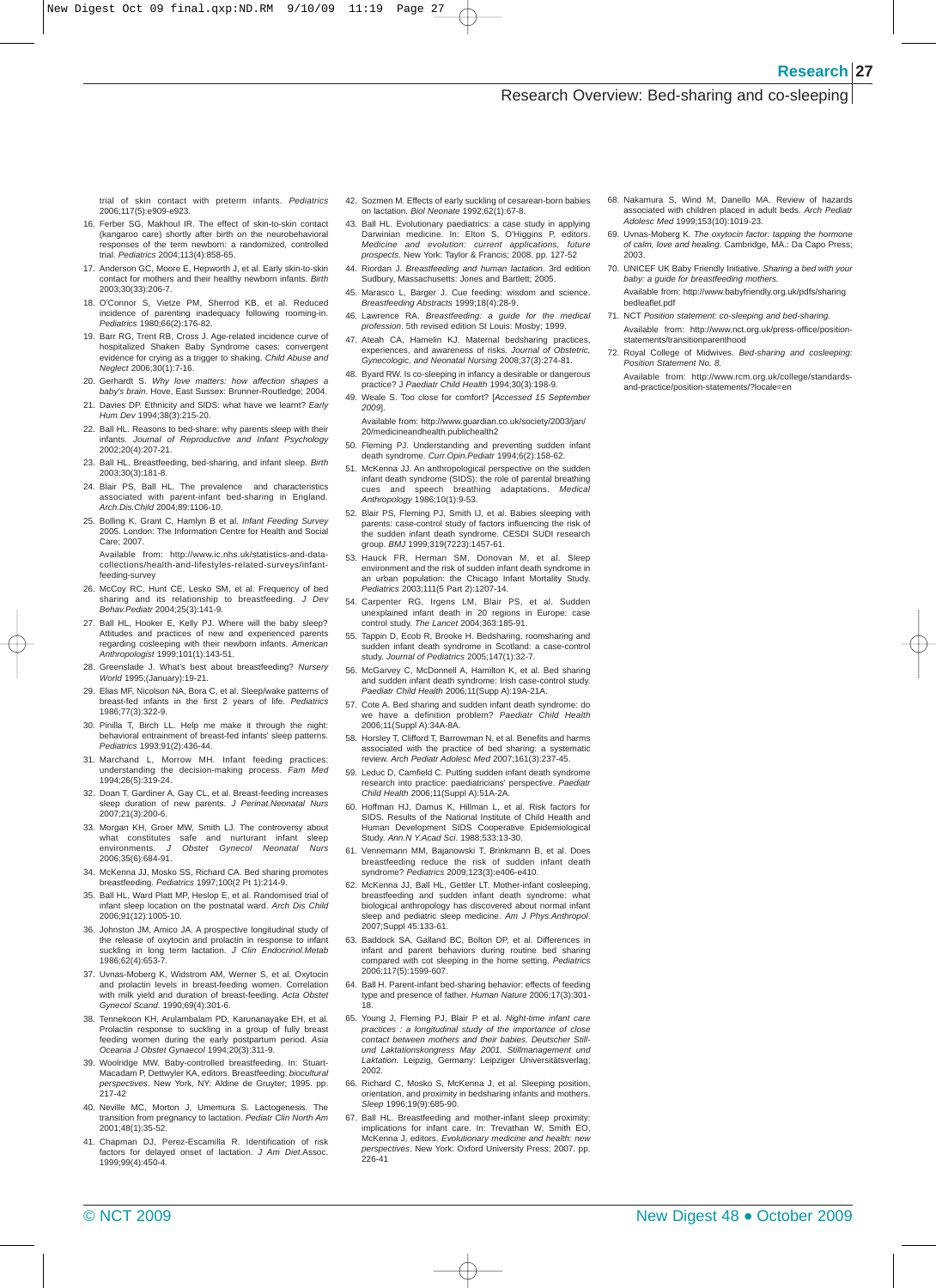trial of skin contact with preterm infants. *Pediatrics* 2006;117(5):e909-e923.

16. Ferber SG, Makhoul IR. The effect of skin-to-skin contact (kangaroo care) shortly after birth on the neurobehavioral responses of the term newborn: a randomized, controlled trial. *Pediatrics* 2004;113(4):858-65.
17. Anderson GC, Moore E, Hepworth J, et al. Early skin-to-skin contact for mothers and their healthy newborn infants. *Birth* 2003;30(33):206-7.
18. O'Connor S, Vietze PM, Sherrod KB, et al. Reduced incidence of parenting inadequacy following rooming-in. *Pediatrics* 1980;66(2):176-82.
19. Barr RG, Trent RB, Cross J. Age-related incidence curve of hospitalized Shaken Baby Syndrome cases: convergent evidence for crying as a trigger to shaking. *Child Abuse and Neglect* 2006;30(1):7-16.
20. Gerhardt S. *Why love matters: how affection shapes a baby's brain.* Hove, East Sussex: Brunner-Routledge; 2004.
21. Davies DP. Ethnicity and SIDS: what have we learnt? *Early Hum Dev* 1994;38(3):215-20.
22. Ball HL. Reasons to bed-share: why parents sleep with their infants. *Journal of Reproductive and Infant Psychology* 2002;20(4):207-21.
23. Ball HL. Breastfeeding, bed-sharing, and infant sleep. *Birth* 2003;30(3):181-8.
24. Blair PS, Ball HL. The prevalence and characteristics associated with parent-infant bed-sharing in England. *Arch.Dis.Child* 2004;89:1106-10.
25. Bolling K, Grant C, Hamlyn B et al. *Infant Feeding Survey* 2005. London: The Information Centre for Health and Social Care; 2007.

    Available from: http://www.ic.nhs.uk/statistics-and-data-collections/health-and-lifestyles-related-surveys/infant-feeding-survey
26. McCoy RC, Hunt CE, Lesko SM, et al. Frequency of bed sharing and its relationship to breastfeeding. *J Dev Behav.Pediatr* 2004;25(3):141-9.
27. Ball HL, Hooker E, Kelly PJ. Where will the baby sleep? Attitudes and practices of new and experienced parents regarding cosleeping with their newborn infants. *American Anthropologist* 1999;101(1):143-51.
28. Greenslade J. What's best about breastfeeding? *Nursery World* 1995;(January):19-21.
29. Elias MF, Nicolson NA, Bora C, et al. Sleep/wake patterns of breast-fed infants in the first 2 years of life. *Pediatrics* 1986;77(3):322-9.
30. Pinilla T, Birch LL. Help me make it through the night: behavioral entrainment of breast-fed infants' sleep patterns. *Pediatrics* 1993;91(2):436-44.
31. Marchand L, Morrow MH. Infant feeding practices: understanding the decision-making process. *Fam Med* 1994;26(5):319-24.
32. Doan T, Gardiner A, Gay CL, et al. Breast-feeding increases sleep duration of new parents. *J Perinat.Neonatal Nurs* 2007;21(3):200-6.
33. Morgan KH, Groer MW, Smith LJ. The controversy about what constitutes safe and nurturant infant sleep environments. *J Obstet Gynecol Neonatal Nurs* 2006;35(6):684-91.
34. McKenna JJ, Mosko SS, Richard CA. Bed sharing promotes breastfeeding. *Pediatrics* 1997;100(2 Pt 1):214-9.
35. Ball HL, Ward Platt MP, Heslop E, et al. Randomised trial of infant sleep location on the postnatal ward. *Arch Dis Child* 2006;91(12):1005-10.
36. Johnston JM, Amico JA. A prospective longitudinal study of the release of oxytocin and prolactin in response to infant suckling in long term lactation. *J Clin Endocrinol.Metab* 1986;62(4):653-7.
37. Uvnas-Moberg K, Widstrom AM, Werner S, et al. Oxytocin and prolactin levels in breast-feeding women. Correlation with milk yield and duration of breast-feeding. *Acta Obstet Gynecol Scand*. 1990;69(4):301-6.
38. Tennekoon KH, Arulambalam PD, Karunanayake EH, et al. Prolactin response to suckling in a group of fully breast feeding women during the early postpartum period. *Asia Oceania J Obstet Gynaecol* 1994;20(3):311-9.
39. Woolridge MW. Baby-controlled breastfeeding. In: Stuart-Macadam P, Dettwyler KA, editors. Breastfeeding: *biocultural perspectives*. New York, NY: Aldine de Gruyter; 1995. pp. 217-42
40. Neville MC, Morton J, Umemura S. Lactogenesis. The transition from pregnancy to lactation. *Pediatr Clin North Am* 2001;48(1):35-52.
41. Chapman DJ, Perez-Escamilla R. Identification of risk factors for delayed onset of lactation. *J Am Diet*.Assoc. 1999;99(4):450-4.
42. Sozmen M. Effects of early suckling of cesarean-born babies on lactation. *Biol Neonate* 1992;62(1):67-8.
43. Ball HL. Evolutionary paediatrics: a case study in applying Darwinian medicine. In: Elton S, O'Higgins P, editors. *Medicine and evolution: current applications, future prospects*. New York: Taylor & Francis; 2008. pp. 127-52
44. Riordan J. *Breastfeeding and human lactation*. 3rd edition Sudbury, Massachusetts: Jones and Bartlett; 2005.
45. Marasco L, Barger J. Cue feeding: wisdom and science. *Breastfeeding Abstracts* 1999;18(4):28-9.
46. Lawrence RA. *Breastfeeding: a guide for the medical profession*. 5th revised edition St Louis: Mosby; 1999.
47. Ateah CA, Hamelin KJ. Maternal bedsharing practices, experiences, and awareness of risks. *Journal of Obstetric, Gynecologic, and Neonatal Nursing* 2008;37(3):274-81.
48. Byard RW. Is co-sleeping in infancy a desirable or dangerous practice? *J Paediatr Child Health* 1994;30(3):198-9.
49. Weale S. Too close for comfort? [*Accessed 15 September 2009*].

    Available from: http://www.guardian.co.uk/society/2003/jan/20/medicineandhealth.publichealth2
50. Fleming PJ. Understanding and preventing sudden infant death syndrome. *Curr.Opin.Pediatr* 1994;6(2):158-62.
51. McKenna JJ. An anthropological perspective on the sudden infant death syndrome (SIDS): the role of parental breathing cues and speech breathing adaptations. *Medical Anthropology* 1986;10(1):9-53.
52. Blair PS, Fleming PJ, Smith IJ, et al. Babies sleeping with parents: case-control study of factors influencing the risk of the sudden infant death syndrome. CESDI SUDI research group. *BMJ* 1999;319(7223):1457-61.
53. Hauck FR, Herman SM, Donovan M, et al. Sleep environment and the risk of sudden infant death syndrome in an urban population: the Chicago Infant Mortality Study. *Pediatrics* 2003;111(5 Part 2):1207-14.
54. Carpenter RG, Irgens LM, Blair PS, et al. Sudden unexplained infant death in 20 regions in Europe: case control study. *The Lancet* 2004;363:185-91.
55. Tappin D, Ecob R, Brooke H. Bedsharing, roomsharing and sudden infant death syndrome in Scotland: a case-control study. *Journal of Pediatrics* 2005;147(1):32-7.
56. McGarvey C, McDonnell A, Hamilton K, et al. Bed sharing and sudden infant death syndrome: Irish case-control study. *Paediatr Child Health* 2006;11(Supp A):19A-21A.
57. Cote A. Bed sharing and sudden infant death syndrome: do we have a definition problem? *Paediatr Child Health* 2006;11(Suppl A):34A-8A.
58. Horsley T, Clifford T, Barrowman N, et al. Benefits and harms associated with the practice of bed sharing: a systematic review. *Arch Pediatr Adolesc Med* 2007;161(3):237-45.
59. Leduc D, Camfield C. Putting sudden infant death syndrome research into practice: paediatricians' perspective. *Paediatr Child Health* 2006;11(Suppl A):51A-2A.
60. Hoffman HJ, Damus K, Hillman L, et al. Risk factors for SIDS. Results of the National Institute of Child Health and Human Development SIDS Cooperative Epidemiological Study. *Ann.N Y.Acad Sci*. 1988;533:13-30.
61. Vennemann MM, Bajanowski T, Brinkmann B, et al. Does breastfeeding reduce the risk of sudden infant death syndrome? *Pediatrics* 2009;123(3):e406-e410.
62. McKenna JJ, Ball HL, Gettler LT. Mother-infant cosleeping, breastfeeding and sudden infant death syndrome: what biological anthropology has discovered about normal infant sleep and pediatric sleep medicine. *Am J Phys.Anthropol*. 2007;Suppl 45:133-61.
63. Baddock SA, Galland BC, Bolton DP, et al. Differences in infant and parent behaviors during routine bed sharing compared with cot sleeping in the home setting. *Pediatrics* 2006;117(5):1599-607.
64. Ball H. Parent-infant bed-sharing behavior: effects of feeding type and presence of father. *Human Nature* 2006;17(3):301-18.
65. Young J, Fleming PJ, Blair P et al. *Night-time infant care practices : a longitudinal study of the importance of close contact between mothers and their babies. Deutscher Still- und Laktationskongress May 2001. Stillmanagement und Laktation*. Leipzig, Germany: Leipziger Universitätsverlag; 2002.
66. Richard C, Mosko S, McKenna J, et al. Sleeping position, orientation, and proximity in bedsharing infants and mothers. *Sleep* 1996;19(9):685-90.
67. Ball HL. Breastfeeding and mother-infant sleep proximity: implications for infant care. In: Trevathan W, Smith EO, McKenna J, editors. *Evolutionary medicine and health: new perspectives*. New York: Oxford University Press; 2007. pp. 226-41
68. Nakamura S, Wind M, Danello MA. Review of hazards associated with children placed in adult beds. *Arch Pediatr Adolesc Med* 1999;153(10):1019-23.
69. Uvnas-Moberg K. *The oxytocin factor: tapping the hormone of calm, love and healing*. Cambridge, MA.: Da Capo Press; 2003.
70. UNICEF UK Baby Friendly Initiative. *Sharing a bed with your baby: a guide for breastfeeding mothers.*

    Available from: http://www.babyfriendly.org.uk/pdfs/sharing bedleaflet.pdf
71. NCT *Position statement: co-sleeping and bed-sharing.*

    Available from: http://www.nct.org.uk/press-office/position-statements/transitionparenthood
72. Royal College of Midwives. *Bed-sharing and cosleeping: Position Statement No. 8.*

    Available from: http://www.rcm.org.uk/college/standards-and-practice/position-statements/?locale=en